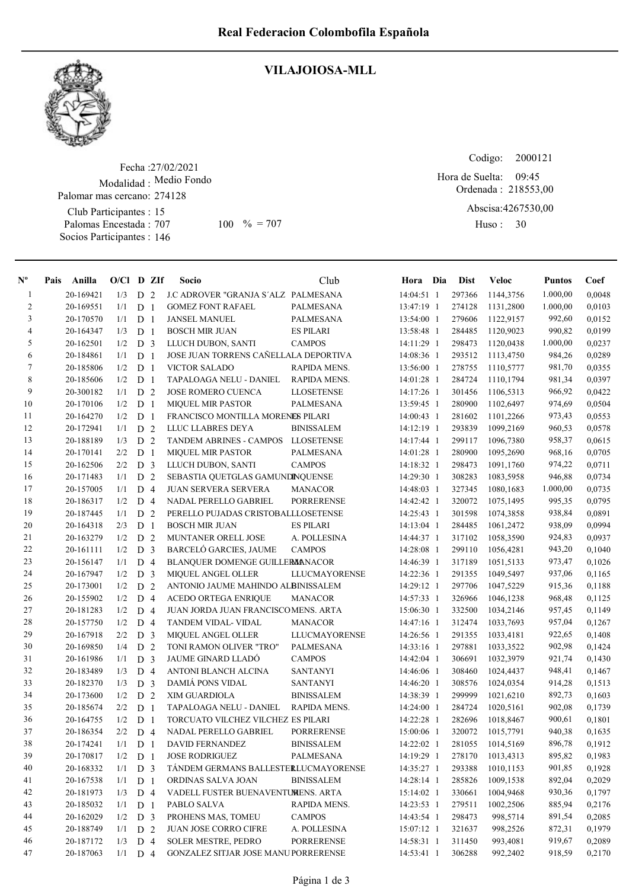# Real Federacion Colombofila Española

## VILAJOIOSA-MLL

Fecha :27/02/2021
Modalidad : Medio Fondo
Palomar mas cercano: 274128
Club Participantes : 15
Palomas Encestada : 707 100 % = 707
Socios Participantes : 146

Codigo: 2000121
Hora de Suelta: 09:45
Ordenada : 218553,00
Abscisa:4267530,00
Huso : 30

| Nº | Pais | Anilla | O/Cl | D | ZIf | Socio | Club | Hora | Dia | Dist | Veloc | Puntos | Coef |
|---|---|---|---|---|---|---|---|---|---|---|---|---|---|
| 1 | | 20-169421 | 1/3 | D | 2 | J.C ADROVER "GRANJA S´ALZ | PALMESANA | 14:04:51 | 1 | 297366 | 1144,3756 | 1.000,00 | 0,0048 |
| 2 | | 20-169551 | 1/1 | D | 1 | GOMEZ FONT RAFAEL | PALMESANA | 13:47:19 | 1 | 274128 | 1131,2800 | 1.000,00 | 0,0103 |
| 3 | | 20-170570 | 1/1 | D | 1 | JANSEL MANUEL | PALMESANA | 13:54:00 | 1 | 279606 | 1122,9157 | 992,60 | 0,0152 |
| 4 | | 20-164347 | 1/3 | D | 1 | BOSCH MIR JUAN | ES PILARI | 13:58:48 | 1 | 284485 | 1120,9023 | 990,82 | 0,0199 |
| 5 | | 20-162501 | 1/2 | D | 3 | LLUCH DUBON, SANTI | CAMPOS | 14:11:29 | 1 | 298473 | 1120,0438 | 1.000,00 | 0,0237 |
| 6 | | 20-184861 | 1/1 | D | 1 | JOSE JUAN TORRENS CAÑELLA | LA DEPORTIVA | 14:08:36 | 1 | 293512 | 1113,4750 | 984,26 | 0,0289 |
| 7 | | 20-185806 | 1/2 | D | 1 | VICTOR SALADO | RAPIDA MENS. | 13:56:00 | 1 | 278755 | 1110,5777 | 981,70 | 0,0355 |
| 8 | | 20-185606 | 1/2 | D | 1 | TAPALOAGA NELU - DANIEL | RAPIDA MENS. | 14:01:28 | 1 | 284724 | 1110,1794 | 981,34 | 0,0397 |
| 9 | | 20-300182 | 1/1 | D | 2 | JOSE ROMERO CUENCA | LLOSETENSE | 14:17:26 | 1 | 301456 | 1106,5313 | 966,92 | 0,0422 |
| 10 | | 20-170106 | 1/2 | D | 1 | MIQUEL MIR PASTOR | PALMESANA | 13:59:45 | 1 | 280900 | 1102,6497 | 974,69 | 0,0504 |
| 11 | | 20-164270 | 1/2 | D | 1 | FRANCISCO MONTILLA MORENO | ES PILARI | 14:00:43 | 1 | 281602 | 1101,2266 | 973,43 | 0,0553 |
| 12 | | 20-172941 | 1/1 | D | 2 | LLUC LLABRES DEYA | BINISSALEM | 14:12:19 | 1 | 293839 | 1099,2169 | 960,53 | 0,0578 |
| 13 | | 20-188189 | 1/3 | D | 2 | TANDEM ABRINES - CAMPOS | LLOSETENSE | 14:17:44 | 1 | 299117 | 1096,7380 | 958,37 | 0,0615 |
| 14 | | 20-170141 | 2/2 | D | 1 | MIQUEL MIR PASTOR | PALMESANA | 14:01:28 | 1 | 280900 | 1095,2690 | 968,16 | 0,0705 |
| 15 | | 20-162506 | 2/2 | D | 3 | LLUCH DUBON, SANTI | CAMPOS | 14:18:32 | 1 | 298473 | 1091,1760 | 974,22 | 0,0711 |
| 16 | | 20-171483 | 1/1 | D | 2 | SEBASTIA QUETGLAS GAMUNDI | INQUENSE | 14:29:30 | 1 | 308283 | 1083,5958 | 946,88 | 0,0734 |
| 17 | | 20-157005 | 1/1 | D | 4 | JUAN SERVERA SERVERA | MANACOR | 14:48:03 | 1 | 327345 | 1080,1683 | 1.000,00 | 0,0735 |
| 18 | | 20-186317 | 1/2 | D | 4 | NADAL PERELLO GABRIEL | PORRERENSE | 14:42:42 | 1 | 320072 | 1075,1495 | 995,35 | 0,0795 |
| 19 | | 20-187445 | 1/1 | D | 2 | PERELLO PUJADAS CRISTOBAL | LLOSETENSE | 14:25:43 | 1 | 301598 | 1074,3858 | 938,84 | 0,0891 |
| 20 | | 20-164318 | 2/3 | D | 1 | BOSCH MIR JUAN | ES PILARI | 14:13:04 | 1 | 284485 | 1061,2472 | 938,09 | 0,0994 |
| 21 | | 20-163279 | 1/2 | D | 2 | MUNTANER ORELL JOSE | A. POLLESINA | 14:44:37 | 1 | 317102 | 1058,3590 | 924,83 | 0,0937 |
| 22 | | 20-161111 | 1/2 | D | 3 | BARCELÓ GARCIES, JAUME | CAMPOS | 14:28:08 | 1 | 299110 | 1056,4281 | 943,20 | 0,1040 |
| 23 | | 20-156147 | 1/1 | D | 4 | BLANQUER DOMENGE GUILLERMO | MANACOR | 14:46:39 | 1 | 317189 | 1051,5133 | 973,47 | 0,1026 |
| 24 | | 20-167947 | 1/2 | D | 3 | MIQUEL ANGEL OLLER | LLUCMAYORENSE | 14:22:36 | 1 | 291355 | 1049,5497 | 937,06 | 0,1165 |
| 25 | | 20-173001 | 1/2 | D | 2 | ANTONIO JAUME MAHINDO AL | BINISSALEM | 14:29:12 | 1 | 297706 | 1047,5229 | 915,36 | 0,1188 |
| 26 | | 20-155902 | 1/2 | D | 4 | ACEDO ORTEGA ENRIQUE | MANACOR | 14:57:33 | 1 | 326966 | 1046,1238 | 968,48 | 0,1125 |
| 27 | | 20-181283 | 1/2 | D | 4 | JUAN JORDA JUAN FRANCISCO | MENS. ARTA | 15:06:30 | 1 | 332500 | 1034,2146 | 957,45 | 0,1149 |
| 28 | | 20-157750 | 1/2 | D | 4 | TANDEM VIDAL- VIDAL | MANACOR | 14:47:16 | 1 | 312474 | 1033,7693 | 957,04 | 0,1267 |
| 29 | | 20-167918 | 2/2 | D | 3 | MIQUEL ANGEL OLLER | LLUCMAYORENSE | 14:26:56 | 1 | 291355 | 1033,4181 | 922,65 | 0,1408 |
| 30 | | 20-169850 | 1/4 | D | 2 | TONI RAMON OLIVER "TRO" | PALMESANA | 14:33:16 | 1 | 297881 | 1033,3522 | 902,98 | 0,1424 |
| 31 | | 20-161986 | 1/1 | D | 3 | JAUME GINARD LLADÓ | CAMPOS | 14:42:04 | 1 | 306691 | 1032,3979 | 921,74 | 0,1430 |
| 32 | | 20-183489 | 1/3 | D | 4 | ANTONI BLANCH ALCINA | SANTANYI | 14:46:06 | 1 | 308460 | 1024,4437 | 948,41 | 0,1467 |
| 33 | | 20-182370 | 1/3 | D | 3 | DAMIÁ PONS VIDAL | SANTANYI | 14:46:20 | 1 | 308576 | 1024,0354 | 914,28 | 0,1513 |
| 34 | | 20-173600 | 1/2 | D | 2 | XIM GUARDIOLA | BINISSALEM | 14:38:39 | 1 | 299999 | 1021,6210 | 892,73 | 0,1603 |
| 35 | | 20-185674 | 2/2 | D | 1 | TAPALOAGA NELU - DANIEL | RAPIDA MENS. | 14:24:00 | 1 | 284724 | 1020,5161 | 902,08 | 0,1739 |
| 36 | | 20-164755 | 1/2 | D | 1 | TORCUATO VILCHEZ VILCHEZ | ES PILARI | 14:22:28 | 1 | 282696 | 1018,8467 | 900,61 | 0,1801 |
| 37 | | 20-186354 | 2/2 | D | 4 | NADAL PERELLO GABRIEL | PORRERENSE | 15:00:06 | 1 | 320072 | 1015,7791 | 940,38 | 0,1635 |
| 38 | | 20-174241 | 1/1 | D | 1 | DAVID FERNANDEZ | BINISSALEM | 14:22:02 | 1 | 281055 | 1014,5169 | 896,78 | 0,1912 |
| 39 | | 20-170817 | 1/2 | D | 1 | JOSE RODRIGUEZ | PALMESANA | 14:19:29 | 1 | 278170 | 1013,4313 | 895,82 | 0,1983 |
| 40 | | 20-168332 | 1/1 | D | 3 | TÁNDEM GERMANS BALLESTER | LLUCMAYORENSE | 14:35:27 | 1 | 293388 | 1010,1153 | 901,85 | 0,1928 |
| 41 | | 20-167538 | 1/1 | D | 1 | ORDINAS SALVA JOAN | BINISSALEM | 14:28:14 | 1 | 285826 | 1009,1538 | 892,04 | 0,2029 |
| 42 | | 20-181973 | 1/3 | D | 4 | VADELL FUSTER BUENAVENTURA | MENS. ARTA | 15:14:02 | 1 | 330661 | 1004,9468 | 930,36 | 0,1797 |
| 43 | | 20-185032 | 1/1 | D | 1 | PABLO SALVA | RAPIDA MENS. | 14:23:53 | 1 | 279511 | 1002,2506 | 885,94 | 0,2176 |
| 44 | | 20-162029 | 1/2 | D | 3 | PROHENS MAS, TOMEU | CAMPOS | 14:43:54 | 1 | 298473 | 998,5714 | 891,54 | 0,2085 |
| 45 | | 20-188749 | 1/1 | D | 2 | JUAN JOSE CORRO CIFRE | A. POLLESINA | 15:07:12 | 1 | 321637 | 998,2526 | 872,31 | 0,1979 |
| 46 | | 20-187172 | 1/3 | D | 4 | SOLER MESTRE, PEDRO | PORRERENSE | 14:58:31 | 1 | 311450 | 993,4081 | 919,67 | 0,2089 |
| 47 | | 20-187063 | 1/1 | D | 4 | GONZALEZ SITJAR JOSE MANU | PORRERENSE | 14:53:41 | 1 | 306288 | 992,2402 | 918,59 | 0,2170 |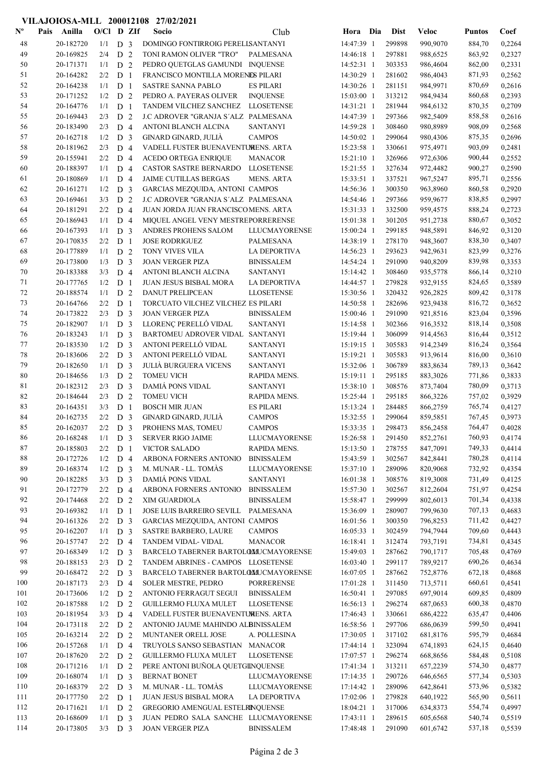# VILAJOIOSA-MLL 200012108 27/02/2021

| Nº | Pais | Anilla | O/Cl | D | ZIf | Socio | Club | Hora | Dia | Dist | Veloc | Puntos | Coef |
|---|---|---|---|---|---|---|---|---|---|---|---|---|---|
| 48 | | 20-182720 | 1/1 | D | 3 | DOMINGO FONTIRROIG PERELLSANTANYI | | 14:47:39 | 1 | 299898 | 990,9070 | 884,70 | 0,2264 |
| 49 | | 20-169825 | 2/4 | D | 2 | TONI RAMON OLIVER "TRO" | PALMESANA | 14:46:18 | 1 | 297881 | 988,6525 | 863,92 | 0,2327 |
| 50 | | 20-171371 | 1/1 | D | 2 | PEDRO QUETGLAS GAMUNDI | INQUENSE | 14:52:31 | 1 | 303353 | 986,4604 | 862,00 | 0,2331 |
| 51 | | 20-164282 | 2/2 | D | 1 | FRANCISCO MONTILLA MORENES PILARI | | 14:30:29 | 1 | 281602 | 986,4043 | 871,93 | 0,2562 |
| 52 | | 20-164238 | 1/1 | D | 1 | SASTRE SANNA PABLO | ES PILARI | 14:30:26 | 1 | 281151 | 984,9971 | 870,69 | 0,2616 |
| 53 | | 20-171252 | 1/2 | D | 2 | PEDRO A. PAYERAS OLIVER | INQUENSE | 15:03:00 | 1 | 313212 | 984,9434 | 860,68 | 0,2393 |
| 54 | | 20-164776 | 1/1 | D | 1 | TANDEM VILCHEZ SANCHEZ | LLOSETENSE | 14:31:21 | 1 | 281944 | 984,6132 | 870,35 | 0,2709 |
| 55 | | 20-169443 | 2/3 | D | 2 | J.C ADROVER "GRANJA S´ALZ | PALMESANA | 14:47:39 | 1 | 297366 | 982,5409 | 858,58 | 0,2616 |
| 56 | | 20-183490 | 2/3 | D | 4 | ANTONI BLANCH ALCINA | SANTANYI | 14:59:28 | 1 | 308460 | 980,8989 | 908,09 | 0,2568 |
| 57 | | 20-162718 | 1/2 | D | 3 | GINARD GINARD, JULIÀ | CAMPOS | 14:50:02 | 1 | 299064 | 980,4306 | 875,35 | 0,2696 |
| 58 | | 20-181962 | 2/3 | D | 4 | VADELL FUSTER BUENAVENTUMENS. ARTA | | 15:23:58 | 1 | 330661 | 975,4971 | 903,09 | 0,2481 |
| 59 | | 20-155941 | 2/2 | D | 4 | ACEDO ORTEGA ENRIQUE | MANACOR | 15:21:10 | 1 | 326966 | 972,6306 | 900,44 | 0,2552 |
| 60 | | 20-188397 | 1/1 | D | 4 | CASTOR SASTRE BERNARDO | LLOSETENSE | 15:21:55 | 1 | 327634 | 972,4482 | 900,27 | 0,2590 |
| 61 | | 20-180869 | 1/1 | D | 4 | JAIME CUTILLAS BERGAS | MENS. ARTA | 15:33:51 | 1 | 337521 | 967,5247 | 895,71 | 0,2556 |
| 62 | | 20-161271 | 1/2 | D | 3 | GARCIAS MEZQUIDA, ANTONI | CAMPOS | 14:56:36 | 1 | 300350 | 963,8960 | 860,58 | 0,2920 |
| 63 | | 20-169461 | 3/3 | D | 2 | J.C ADROVER "GRANJA S´ALZ | PALMESANA | 14:54:46 | 1 | 297366 | 959,9677 | 838,85 | 0,2997 |
| 64 | | 20-181291 | 2/2 | D | 4 | JUAN JORDA JUAN FRANCISCOMENS. ARTA | | 15:31:33 | 1 | 332500 | 959,4575 | 888,24 | 0,2723 |
| 65 | | 20-186943 | 1/1 | D | 4 | MIQUEL ANGEL VENY MESTREPORRERENSE | | 15:01:38 | 1 | 301205 | 951,2738 | 880,67 | 0,3052 |
| 66 | | 20-167393 | 1/1 | D | 3 | ANDRES PROHENS SALOM | LLUCMAYORENSE | 15:00:24 | 1 | 299185 | 948,5891 | 846,92 | 0,3120 |
| 67 | | 20-170835 | 2/2 | D | 1 | JOSE RODRIGUEZ | PALMESANA | 14:38:19 | 1 | 278170 | 948,3607 | 838,30 | 0,3407 |
| 68 | | 20-177889 | 1/1 | D | 2 | TONY VIVES VILA | LA DEPORTIVA | 14:56:23 | 1 | 293623 | 942,9631 | 823,99 | 0,3276 |
| 69 | | 20-173800 | 1/3 | D | 3 | JOAN VERGER PIZA | BINISSALEM | 14:54:24 | 1 | 291090 | 940,8209 | 839,98 | 0,3353 |
| 70 | | 20-183388 | 3/3 | D | 4 | ANTONI BLANCH ALCINA | SANTANYI | 15:14:42 | 1 | 308460 | 935,5778 | 866,14 | 0,3210 |
| 71 | | 20-177765 | 1/2 | D | 1 | JUAN JESUS BISBAL MORA | LA DEPORTIVA | 14:44:57 | 1 | 279828 | 932,9155 | 824,65 | 0,3589 |
| 72 | | 20-188574 | 1/1 | D | 2 | DANUT PRELIPCEAN | LLOSETENSE | 15:30:56 | 1 | 320432 | 926,2825 | 809,42 | 0,3178 |
| 73 | | 20-164766 | 2/2 | D | 1 | TORCUATO VILCHEZ VILCHEZ | ES PILARI | 14:50:58 | 1 | 282696 | 923,9438 | 816,72 | 0,3652 |
| 74 | | 20-173822 | 2/3 | D | 3 | JOAN VERGER PIZA | BINISSALEM | 15:00:46 | 1 | 291090 | 921,8516 | 823,04 | 0,3596 |
| 75 | | 20-182907 | 1/1 | D | 3 | LLORENÇ PERELLÓ VIDAL | SANTANYI | 15:14:58 | 1 | 302366 | 916,3532 | 818,14 | 0,3508 |
| 76 | | 20-183243 | 1/1 | D | 3 | BARTOMEU ADROVER VIDAL | SANTANYI | 15:19:44 | 1 | 306099 | 914,4563 | 816,44 | 0,3512 |
| 77 | | 20-183530 | 1/2 | D | 3 | ANTONI PERELLÓ VIDAL | SANTANYI | 15:19:15 | 1 | 305583 | 914,2349 | 816,24 | 0,3564 |
| 78 | | 20-183606 | 2/2 | D | 3 | ANTONI PERELLÓ VIDAL | SANTANYI | 15:19:21 | 1 | 305583 | 913,9614 | 816,00 | 0,3610 |
| 79 | | 20-182650 | 1/1 | D | 3 | JULIÀ BURGUERA VICENS | SANTANYI | 15:32:06 | 1 | 306789 | 883,8634 | 789,13 | 0,3642 |
| 80 | | 20-184656 | 1/3 | D | 2 | TOMEU VICH | RAPIDA MENS. | 15:19:11 | 1 | 295185 | 883,3026 | 771,86 | 0,3833 |
| 81 | | 20-182312 | 2/3 | D | 3 | DAMIÁ PONS VIDAL | SANTANYI | 15:38:10 | 1 | 308576 | 873,7404 | 780,09 | 0,3713 |
| 82 | | 20-184644 | 2/3 | D | 2 | TOMEU VICH | RAPIDA MENS. | 15:25:44 | 1 | 295185 | 866,3226 | 757,02 | 0,3929 |
| 83 | | 20-164351 | 3/3 | D | 1 | BOSCH MIR JUAN | ES PILARI | 15:13:24 | 1 | 284485 | 866,2759 | 765,74 | 0,4127 |
| 84 | | 20-162735 | 2/2 | D | 3 | GINARD GINARD, JULIÀ | CAMPOS | 15:32:55 | 1 | 299064 | 859,5851 | 767,45 | 0,3973 |
| 85 | | 20-162037 | 2/2 | D | 3 | PROHENS MAS, TOMEU | CAMPOS | 15:33:35 | 1 | 298473 | 856,2458 | 764,47 | 0,4028 |
| 86 | | 20-168248 | 1/1 | D | 3 | SERVER RIGO JAIME | LLUCMAYORENSE | 15:26:58 | 1 | 291450 | 852,2761 | 760,93 | 0,4174 |
| 87 | | 20-185803 | 2/2 | D | 1 | VICTOR SALADO | RAPIDA MENS. | 15:13:50 | 1 | 278755 | 847,7091 | 749,33 | 0,4414 |
| 88 | | 20-172726 | 1/2 | D | 4 | ARBONA FORNERS ANTONIO | BINISSALEM | 15:43:59 | 1 | 302567 | 842,8441 | 780,28 | 0,4114 |
| 89 | | 20-168374 | 1/2 | D | 3 | M. MUNAR - LL. TOMÀS | LLUCMAYORENSE | 15:37:10 | 1 | 289096 | 820,9068 | 732,92 | 0,4354 |
| 90 | | 20-182285 | 3/3 | D | 3 | DAMIÁ PONS VIDAL | SANTANYI | 16:01:38 | 1 | 308576 | 819,3008 | 731,49 | 0,4125 |
| 91 | | 20-172779 | 2/2 | D | 4 | ARBONA FORNERS ANTONIO | BINISSALEM | 15:57:30 | 1 | 302567 | 812,2604 | 751,97 | 0,4254 |
| 92 | | 20-174468 | 2/2 | D | 2 | XIM GUARDIOLA | BINISSALEM | 15:58:47 | 1 | 299999 | 802,6013 | 701,34 | 0,4338 |
| 93 | | 20-169382 | 1/1 | D | 1 | JOSE LUIS BARREIRO SEVILL | PALMESANA | 15:36:09 | 1 | 280907 | 799,9630 | 707,13 | 0,4683 |
| 94 | | 20-161326 | 2/2 | D | 3 | GARCIAS MEZQUIDA, ANTONI | CAMPOS | 16:01:56 | 1 | 300350 | 796,8253 | 711,42 | 0,4427 |
| 95 | | 20-162207 | 1/1 | D | 3 | SASTRE BARBERO, LAURE | CAMPOS | 16:05:33 | 1 | 302459 | 794,7944 | 709,60 | 0,4443 |
| 96 | | 20-157747 | 2/2 | D | 4 | TANDEM VIDAL- VIDAL | MANACOR | 16:18:41 | 1 | 312474 | 793,7191 | 734,81 | 0,4345 |
| 97 | | 20-168349 | 1/2 | D | 3 | BARCELO TABERNER BARTOLOMUCMAYORENSE | | 15:49:03 | 1 | 287662 | 790,1717 | 705,48 | 0,4769 |
| 98 | | 20-188153 | 2/3 | D | 2 | TANDEM ABRINES - CAMPOS | LLOSETENSE | 16:03:40 | 1 | 299117 | 789,9217 | 690,26 | 0,4634 |
| 99 | | 20-168472 | 2/2 | D | 3 | BARCELO TABERNER BARTOLOMUCMAYORENSE | | 16:07:05 | 1 | 287662 | 752,8776 | 672,18 | 0,4868 |
| 100 | | 20-187173 | 2/3 | D | 4 | SOLER MESTRE, PEDRO | PORRERENSE | 17:01:28 | 1 | 311450 | 713,5711 | 660,61 | 0,4541 |
| 101 | | 20-173606 | 1/2 | D | 2 | ANTONIO FERRAGUT SEGUI | BINISSALEM | 16:50:41 | 1 | 297085 | 697,9014 | 609,85 | 0,4809 |
| 102 | | 20-187588 | 1/2 | D | 2 | GUILLERMO FLUXA MULET | LLOSETENSE | 16:56:13 | 1 | 296274 | 687,0653 | 600,38 | 0,4870 |
| 103 | | 20-181954 | 3/3 | D | 4 | VADELL FUSTER BUENAVENTUMENS. ARTA | | 17:46:43 | 1 | 330661 | 686,4222 | 635,47 | 0,4406 |
| 104 | | 20-173118 | 2/2 | D | 2 | ANTONIO JAUME MAHINDO ALBINISSALEM | | 16:58:56 | 1 | 297706 | 686,0639 | 599,50 | 0,4941 |
| 105 | | 20-163214 | 2/2 | D | 2 | MUNTANER ORELL JOSE | A. POLLESINA | 17:30:05 | 1 | 317102 | 681,8176 | 595,79 | 0,4684 |
| 106 | | 20-157268 | 1/1 | D | 4 | TRUYOLS SANSO SEBASTIAN | MANACOR | 17:44:14 | 1 | 323094 | 674,1893 | 624,15 | 0,4640 |
| 107 | | 20-187620 | 2/2 | D | 2 | GUILLERMO FLUXA MULET | LLOSETENSE | 17:07:57 | 1 | 296274 | 668,8656 | 584,48 | 0,5108 |
| 108 | | 20-171216 | 1/1 | D | 2 | PERE ANTONI BUÑOLA QUETGINQUENSE | | 17:41:34 | 1 | 313211 | 657,2239 | 574,30 | 0,4877 |
| 109 | | 20-168074 | 1/1 | D | 3 | BERNAT BONET | LLUCMAYORENSE | 17:14:35 | 1 | 290726 | 646,6565 | 577,34 | 0,5303 |
| 110 | | 20-168379 | 2/2 | D | 3 | M. MUNAR - LL. TOMÀS | LLUCMAYORENSE | 17:14:42 | 1 | 289096 | 642,8641 | 573,96 | 0,5382 |
| 111 | | 20-177750 | 2/2 | D | 1 | JUAN JESUS BISBAL MORA | LA DEPORTIVA | 17:02:06 | 1 | 279828 | 640,1922 | 565,90 | 0,5611 |
| 112 | | 20-171621 | 1/1 | D | 2 | GREGORIO AMENGUAL ESTELRINQUENSE | | 18:04:21 | 1 | 317006 | 634,8373 | 554,74 | 0,4997 |
| 113 | | 20-168609 | 1/1 | D | 3 | JUAN PEDRO SALA SANCHE | LLUCMAYORENSE | 17:43:11 | 1 | 289615 | 605,6568 | 540,74 | 0,5519 |
| 114 | | 20-173805 | 3/3 | D | 3 | JOAN VERGER PIZA | BINISSALEM | 17:48:48 | 1 | 291090 | 601,6742 | 537,18 | 0,5539 |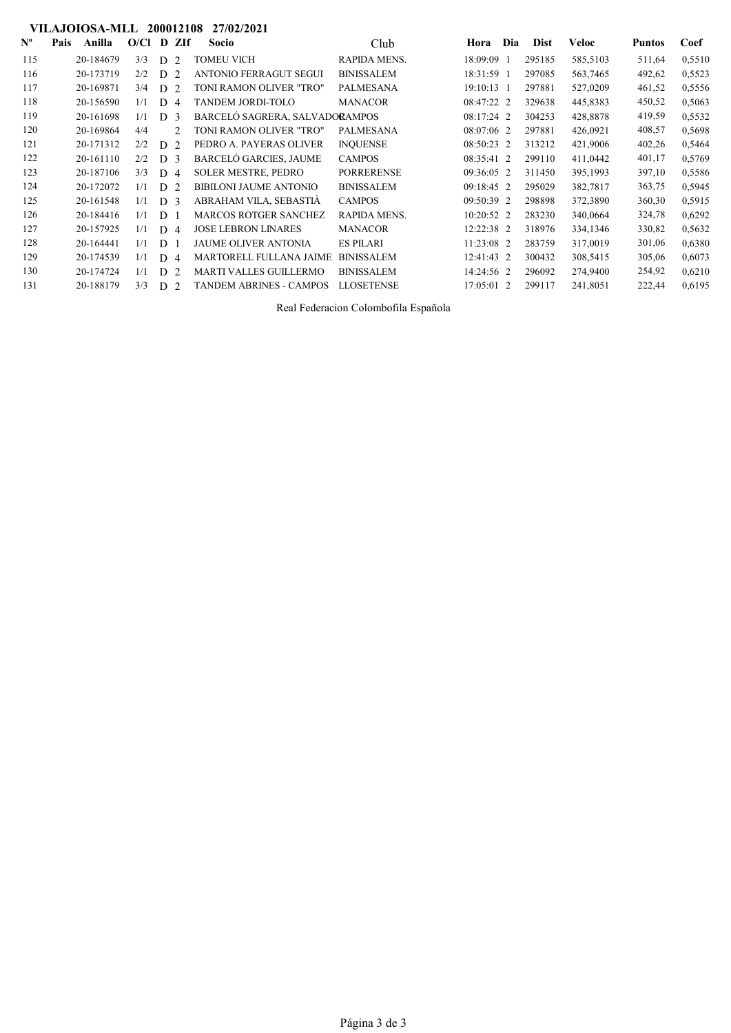## VILAJOIOSA-MLL 200012108 27/02/2021

| Nº | Pais | Anilla | O/Cl | D | ZIf | Socio | Club | Hora | Dia | Dist | Veloc | Puntos | Coef |
|---|---|---|---|---|---|---|---|---|---|---|---|---|---|
| 115 | | 20-184679 | 3/3 | D | 2 | TOMEU VICH | RAPIDA MENS. | 18:09:09 | 1 | 295185 | 585,5103 | 511,64 | 0,5510 |
| 116 | | 20-173719 | 2/2 | D | 2 | ANTONIO FERRAGUT SEGUI | BINISSALEM | 18:31:59 | 1 | 297085 | 563,7465 | 492,62 | 0,5523 |
| 117 | | 20-169871 | 3/4 | D | 2 | TONI RAMON OLIVER "TRO" | PALMESANA | 19:10:13 | 1 | 297881 | 527,0209 | 461,52 | 0,5556 |
| 118 | | 20-156590 | 1/1 | D | 4 | TANDEM JORDI-TOLO | MANACOR | 08:47:22 | 2 | 329638 | 445,8383 | 450,52 | 0,5063 |
| 119 | | 20-161698 | 1/1 | D | 3 | BARCELÓ SAGRERA, SALVADOR | CAMPOS | 08:17:24 | 2 | 304253 | 428,8878 | 419,59 | 0,5532 |
| 120 | | 20-169864 | 4/4 | | 2 | TONI RAMON OLIVER "TRO" | PALMESANA | 08:07:06 | 2 | 297881 | 426,0921 | 408,57 | 0,5698 |
| 121 | | 20-171312 | 2/2 | D | 2 | PEDRO A. PAYERAS OLIVER | INQUENSE | 08:50:23 | 2 | 313212 | 421,9006 | 402,26 | 0,5464 |
| 122 | | 20-161110 | 2/2 | D | 3 | BARCELÓ GARCIES, JAUME | CAMPOS | 08:35:41 | 2 | 299110 | 411,0442 | 401,17 | 0,5769 |
| 123 | | 20-187106 | 3/3 | D | 4 | SOLER MESTRE, PEDRO | PORRERENSE | 09:36:05 | 2 | 311450 | 395,1993 | 397,10 | 0,5586 |
| 124 | | 20-172072 | 1/1 | D | 2 | BIBILONI JAUME ANTONIO | BINISSALEM | 09:18:45 | 2 | 295029 | 382,7817 | 363,75 | 0,5945 |
| 125 | | 20-161548 | 1/1 | D | 3 | ABRAHAM VILA, SEBASTIÀ | CAMPOS | 09:50:39 | 2 | 298898 | 372,3890 | 360,30 | 0,5915 |
| 126 | | 20-184416 | 1/1 | D | 1 | MARCOS ROTGER SANCHEZ | RAPIDA MENS. | 10:20:52 | 2 | 283230 | 340,0664 | 324,78 | 0,6292 |
| 127 | | 20-157925 | 1/1 | D | 4 | JOSE LEBRON LINARES | MANACOR | 12:22:38 | 2 | 318976 | 334,1346 | 330,82 | 0,5632 |
| 128 | | 20-164441 | 1/1 | D | 1 | JAUME OLIVER ANTONIA | ES PILARI | 11:23:08 | 2 | 283759 | 317,0019 | 301,06 | 0,6380 |
| 129 | | 20-174539 | 1/1 | D | 4 | MARTORELL FULLANA JAIME | BINISSALEM | 12:41:43 | 2 | 300432 | 308,5415 | 305,06 | 0,6073 |
| 130 | | 20-174724 | 1/1 | D | 2 | MARTI VALLES GUILLERMO | BINISSALEM | 14:24:56 | 2 | 296092 | 274,9400 | 254,92 | 0,6210 |
| 131 | | 20-188179 | 3/3 | D | 2 | TANDEM ABRINES - CAMPOS | LLOSETENSE | 17:05:01 | 2 | 299117 | 241,8051 | 222,44 | 0,6195 |

Real Federacion Colombofila Española